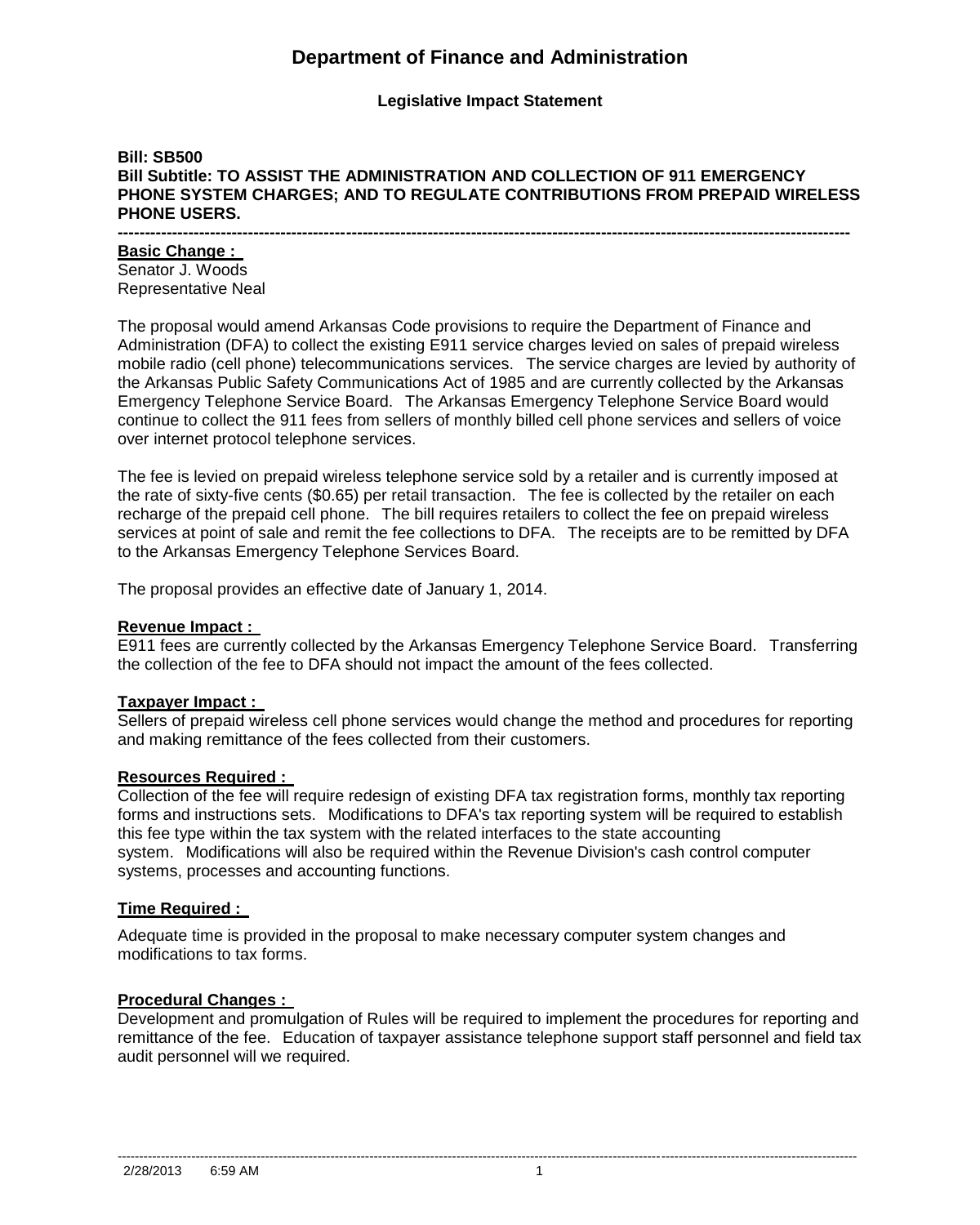# Department of Finance and Administration

**Legislative Impact Statement**

**Bill: SB500**
**Bill Subtitle: TO ASSIST THE ADMINISTRATION AND COLLECTION OF 911 EMERGENCY PHONE SYSTEM CHARGES; AND TO REGULATE CONTRIBUTIONS FROM PREPAID WIRELESS PHONE USERS.**

---

**Basic Change :**

Senator J. Woods
Representative Neal

The proposal would amend Arkansas Code provisions to require the Department of Finance and Administration (DFA) to collect the existing E911 service charges levied on sales of prepaid wireless mobile radio (cell phone) telecommunications services. The service charges are levied by authority of the Arkansas Public Safety Communications Act of 1985 and are currently collected by the Arkansas Emergency Telephone Service Board. The Arkansas Emergency Telephone Service Board would continue to collect the 911 fees from sellers of monthly billed cell phone services and sellers of voice over internet protocol telephone services.

The fee is levied on prepaid wireless telephone service sold by a retailer and is currently imposed at the rate of sixty-five cents ($0.65) per retail transaction. The fee is collected by the retailer on each recharge of the prepaid cell phone. The bill requires retailers to collect the fee on prepaid wireless services at point of sale and remit the fee collections to DFA. The receipts are to be remitted by DFA to the Arkansas Emergency Telephone Services Board.

The proposal provides an effective date of January 1, 2014.

**Revenue Impact :**

E911 fees are currently collected by the Arkansas Emergency Telephone Service Board. Transferring the collection of the fee to DFA should not impact the amount of the fees collected.

**Taxpayer Impact :**

Sellers of prepaid wireless cell phone services would change the method and procedures for reporting and making remittance of the fees collected from their customers.

**Resources Required :**

Collection of the fee will require redesign of existing DFA tax registration forms, monthly tax reporting forms and instructions sets. Modifications to DFA's tax reporting system will be required to establish this fee type within the tax system with the related interfaces to the state accounting system. Modifications will also be required within the Revenue Division's cash control computer systems, processes and accounting functions.

**Time Required :**

Adequate time is provided in the proposal to make necessary computer system changes and modifications to tax forms.

**Procedural Changes :**

Development and promulgation of Rules will be required to implement the procedures for reporting and remittance of the fee. Education of taxpayer assistance telephone support staff personnel and field tax audit personnel will we required.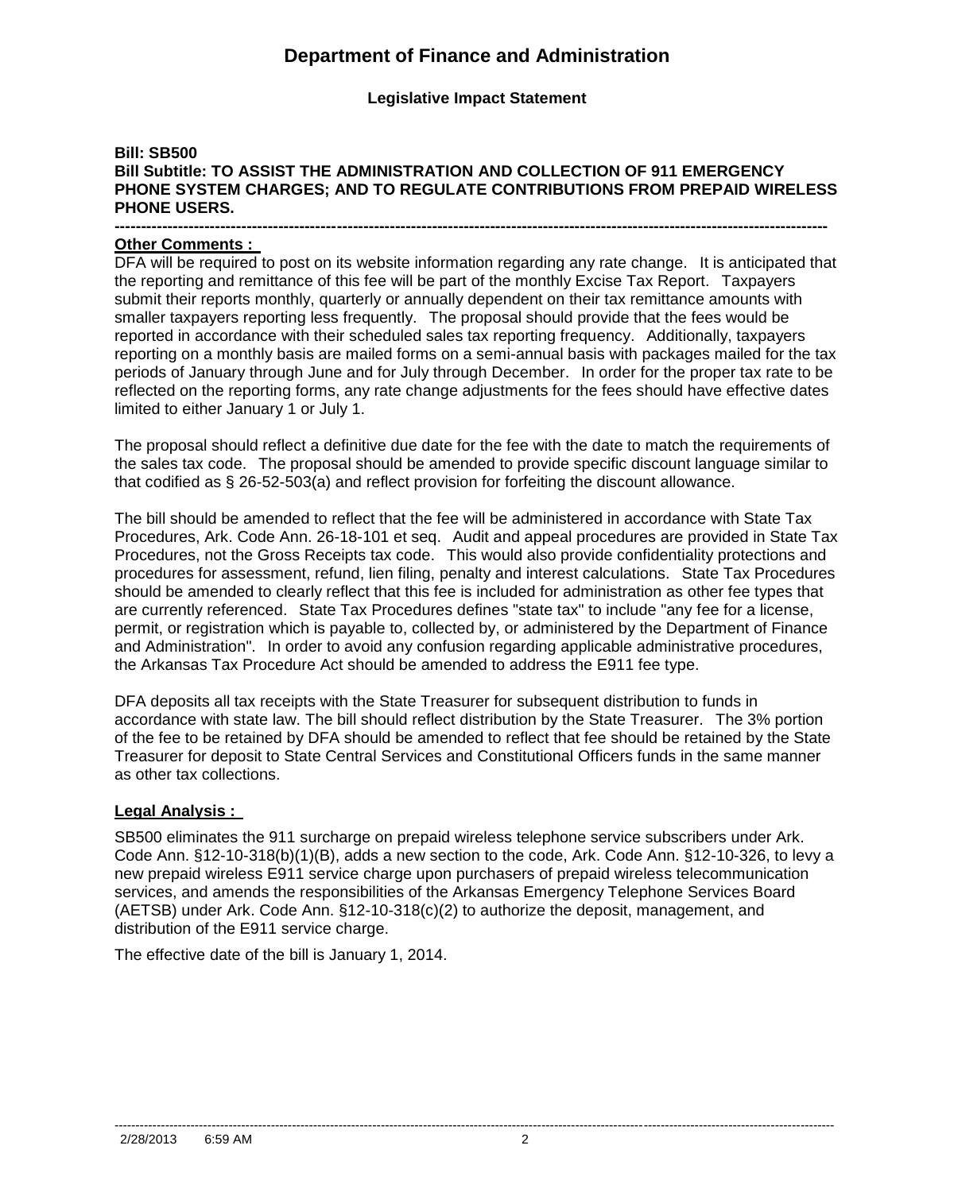# Department of Finance and Administration

**Legislative Impact Statement**

**Bill: SB500**
**Bill Subtitle: TO ASSIST THE ADMINISTRATION AND COLLECTION OF 911 EMERGENCY PHONE SYSTEM CHARGES; AND TO REGULATE CONTRIBUTIONS FROM PREPAID WIRELESS PHONE USERS.**

---

**Other Comments :**

DFA will be required to post on its website information regarding any rate change. It is anticipated that the reporting and remittance of this fee will be part of the monthly Excise Tax Report. Taxpayers submit their reports monthly, quarterly or annually dependent on their tax remittance amounts with smaller taxpayers reporting less frequently. The proposal should provide that the fees would be reported in accordance with their scheduled sales tax reporting frequency. Additionally, taxpayers reporting on a monthly basis are mailed forms on a semi-annual basis with packages mailed for the tax periods of January through June and for July through December. In order for the proper tax rate to be reflected on the reporting forms, any rate change adjustments for the fees should have effective dates limited to either January 1 or July 1.

The proposal should reflect a definitive due date for the fee with the date to match the requirements of the sales tax code. The proposal should be amended to provide specific discount language similar to that codified as § 26-52-503(a) and reflect provision for forfeiting the discount allowance.

The bill should be amended to reflect that the fee will be administered in accordance with State Tax Procedures, Ark. Code Ann. 26-18-101 et seq. Audit and appeal procedures are provided in State Tax Procedures, not the Gross Receipts tax code. This would also provide confidentiality protections and procedures for assessment, refund, lien filing, penalty and interest calculations. State Tax Procedures should be amended to clearly reflect that this fee is included for administration as other fee types that are currently referenced. State Tax Procedures defines "state tax" to include "any fee for a license, permit, or registration which is payable to, collected by, or administered by the Department of Finance and Administration". In order to avoid any confusion regarding applicable administrative procedures, the Arkansas Tax Procedure Act should be amended to address the E911 fee type.

DFA deposits all tax receipts with the State Treasurer for subsequent distribution to funds in accordance with state law. The bill should reflect distribution by the State Treasurer. The 3% portion of the fee to be retained by DFA should be amended to reflect that fee should be retained by the State Treasurer for deposit to State Central Services and Constitutional Officers funds in the same manner as other tax collections.

**Legal Analysis :**

SB500 eliminates the 911 surcharge on prepaid wireless telephone service subscribers under Ark. Code Ann. §12-10-318(b)(1)(B), adds a new section to the code, Ark. Code Ann. §12-10-326, to levy a new prepaid wireless E911 service charge upon purchasers of prepaid wireless telecommunication services, and amends the responsibilities of the Arkansas Emergency Telephone Services Board (AETSB) under Ark. Code Ann. §12-10-318(c)(2) to authorize the deposit, management, and distribution of the E911 service charge.

The effective date of the bill is January 1, 2014.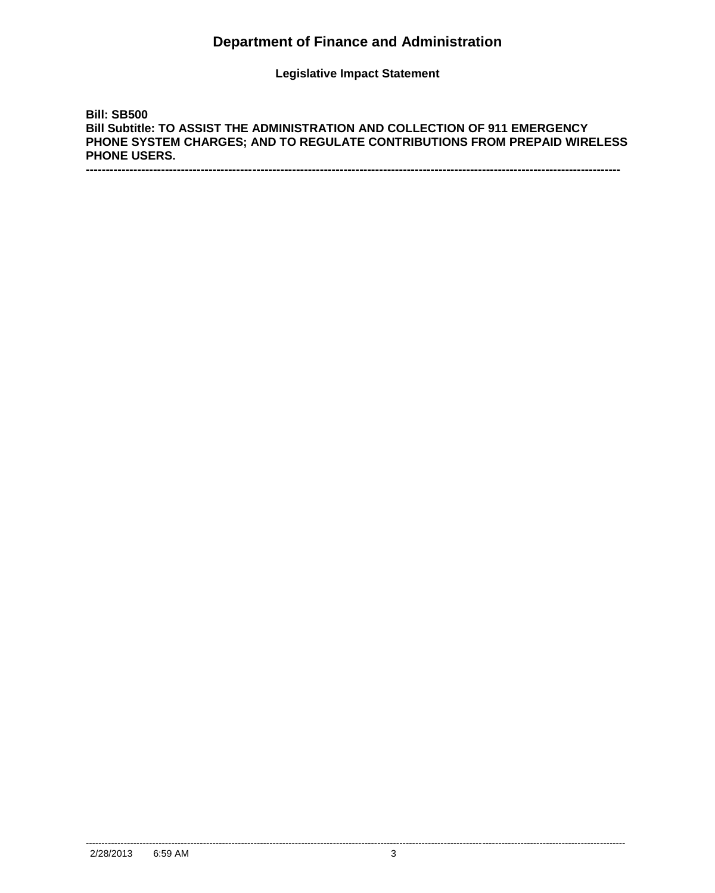## Department of Finance and Administration

**Legislative Impact Statement**

**Bill: SB500**
**Bill Subtitle: TO ASSIST THE ADMINISTRATION AND COLLECTION OF 911 EMERGENCY PHONE SYSTEM CHARGES; AND TO REGULATE CONTRIBUTIONS FROM PREPAID WIRELESS PHONE USERS.**

---